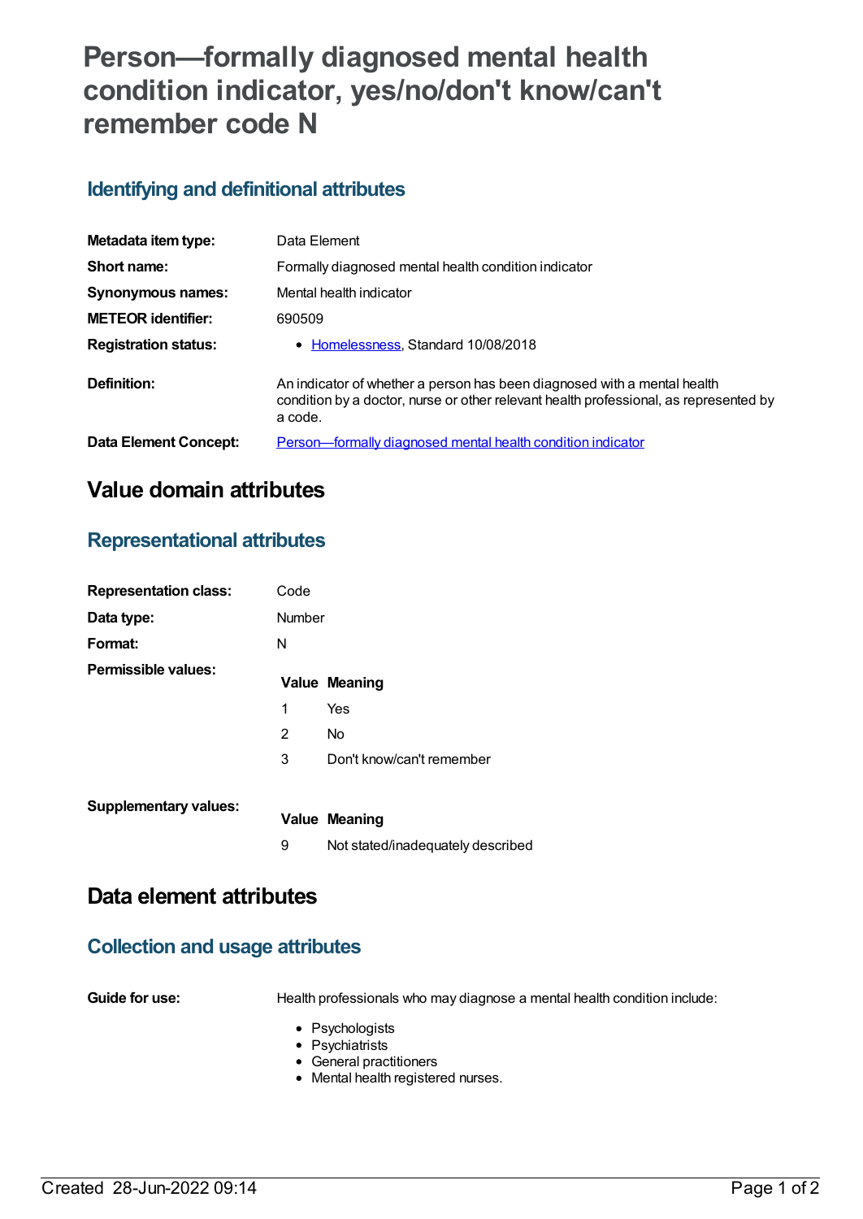# Person—formally diagnosed mental health condition indicator, yes/no/don't know/can't remember code N

## Identifying and definitional attributes

| | |
|---|---|
| **Metadata item type:** | Data Element |
| **Short name:** | Formally diagnosed mental health condition indicator |
| **Synonymous names:** | Mental health indicator |
| **METEOR identifier:** | 690509 |
| **Registration status:** | • Homelessness, Standard 10/08/2018 |
| **Definition:** | An indicator of whether a person has been diagnosed with a mental health condition by a doctor, nurse or other relevant health professional, as represented by a code. |
| **Data Element Concept:** | Person—formally diagnosed mental health condition indicator |

# Value domain attributes

## Representational attributes

| | |
|---|---|
| **Representation class:** | Code |
| **Data type:** | Number |
| **Format:** | N |

**Permissible values:**

| Value | Meaning |
|---|---|
| 1 | Yes |
| 2 | No |
| 3 | Don't know/can't remember |

**Supplementary values:**

| Value | Meaning |
|---|---|
| 9 | Not stated/inadequately described |

# Data element attributes

## Collection and usage attributes

**Guide for use:**

Health professionals who may diagnose a mental health condition include:

- Psychologists
- Psychiatrists
- General practitioners
- Mental health registered nurses.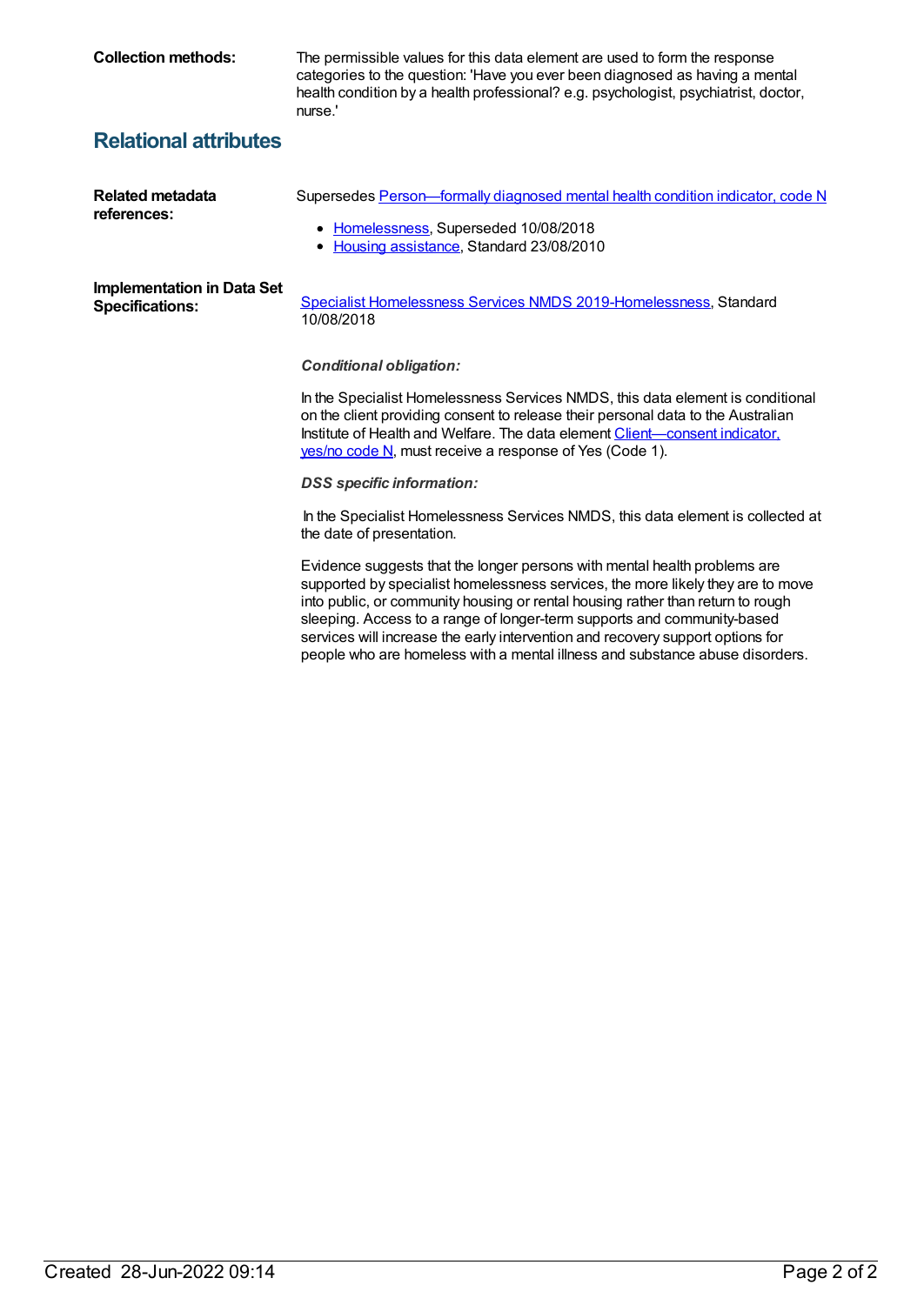**Collection methods:** The permissible values for this data element are used to form the response categories to the question: 'Have you ever been diagnosed as having a mental health condition by a health professional? e.g. psychologist, psychiatrist, doctor, nurse.'

## Relational attributes

**Related metadata references:**

Supersedes Person—formally diagnosed mental health condition indicator, code N

- Homelessness, Superseded 10/08/2018
- Housing assistance, Standard 23/08/2010

**Implementation in Data Set Specifications:**

Specialist Homelessness Services NMDS 2019-Homelessness, Standard 10/08/2018

***Conditional obligation:***

In the Specialist Homelessness Services NMDS, this data element is conditional on the client providing consent to release their personal data to the Australian Institute of Health and Welfare. The data element Client—consent indicator, yes/no code N, must receive a response of Yes (Code 1).

***DSS specific information:***

In the Specialist Homelessness Services NMDS, this data element is collected at the date of presentation.

Evidence suggests that the longer persons with mental health problems are supported by specialist homelessness services, the more likely they are to move into public, or community housing or rental housing rather than return to rough sleeping. Access to a range of longer-term supports and community-based services will increase the early intervention and recovery support options for people who are homeless with a mental illness and substance abuse disorders.